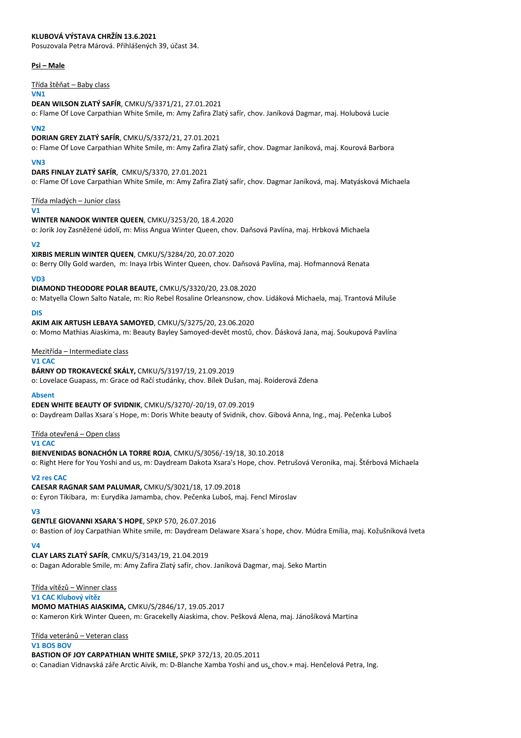**KLUBOVÁ VÝSTAVA CHRŽÍN 13.6.2021**

Posuzovala Petra Márová. Přihlášených 39, účast 34.

**Psi – Male**

Třída štěňat – Baby class

**VN1**

**DEAN WILSON ZLATÝ SAFÍR**, CMKU/S/3371/21, 27.01.2021

o: Flame Of Love Carpathian White Smile, m: Amy Zafira Zlatý safír, chov. Janíková Dagmar, maj. Holubová Lucie

**VN2**

**DORIAN GREY ZLATÝ SAFÍR**, CMKU/S/3372/21, 27.01.2021

o: Flame Of Love Carpathian White Smile, m: Amy Zafira Zlatý safír, chov. Dagmar Janíková, maj. Kourová Barbora

**VN3**

**DARS FINLAY ZLATÝ SAFÍR**, CMKU/S/3370, 27.01.2021

o: Flame Of Love Carpathian White Smile, m: Amy Zafira Zlatý safír, chov. Dagmar Janíková, maj. Matyásková Michaela

Třída mladých – Junior class

**V1**

**WINTER NANOOK WINTER QUEEN**, CMKU/3253/20, 18.4.2020

o: Jorik Joy Zasněžené údolí, m: Miss Angua Winter Queen, chov. Daňsová Pavlína, maj. Hrbková Michaela

**V2**

**XIRBIS MERLIN WINTER QUEEN**, CMKU/S/3284/20, 20.07.2020

o: Berry Olly Gold warden, m: Inaya Irbis Winter Queen, chov. Daňsová Pavlína, maj. Hofmannová Renata

**VD3**

**DIAMOND THEODORE POLAR BEAUTE,** CMKU/S/3320/20, 23.08.2020

o: Matyella Clown Salto Natale, m: Rio Rebel Rosaline Orleansnow, chov. Lidáková Michaela, maj. Trantová Miluše

**DIS**

**AKIM AIK ARTUSH LEBAYA SAMOYED**, CMKU/S/3275/20, 23.06.2020

o: Momo Mathias Aiaskima, m: Beauty Bayley Samoyed-devět mostů, chov. Ďásková Jana, maj. Soukupová Pavlína

Mezitřída – Intermediate class

**V1 CAC**

**BÁRNY OD TROKAVECKÉ SKÁLY,** CMKU/S/3197/19, 21.09.2019

o: Lovelace Guapass, m: Grace od Račí studánky, chov. Bílek Dušan, maj. Roiderová Zdena

**Absent**

**EDEN WHITE BEAUTY OF SVIDNIK**, CMKU/S/3270/-20/19, 07.09.2019

o: Daydream Dallas Xsara´s Hope, m: Doris White beauty of Svidnik, chov. Gibová Anna, Ing., maj. Pečenka Luboš

Třída otevřená – Open class

**V1 CAC**

**BIENVENIDAS BONACHÓN LA TORRE ROJA**, CMKU/S/3056/-19/18, 30.10.2018

o: Right Here for You Yoshi and us, m: Daydream Dakota Xsara's Hope, chov. Petrušová Veronika, maj. Štěrbová Michaela

**V2 res CAC**

**CAESAR RAGNAR SAM PALUMAR,** CMKU/S/3021/18, 17.09.2018

o: Eyron Tikibara, m: Eurydika Jamamba, chov. Pečenka Luboš, maj. Fencl Miroslav

**V3**

**GENTLE GIOVANNI XSARA´S HOPE**, SPKP 570, 26.07.2016

o: Bastion of Joy Carpathian White smile, m: Daydream Delaware Xsara´s hope, chov. Múdra Emília, maj. Kožušníková Iveta

**V4**

**CLAY LARS ZLATÝ SAFÍR**, CMKU/S/3143/19, 21.04.2019

o: Dagan Adorable Smile, m: Amy Zafira Zlatý safír, chov. Janíková Dagmar, maj. Seko Martin

Třída vítězů – Winner class

**V1 CAC Klubový vítěz**

**MOMO MATHIAS AIASKIMA,** CMKU/S/2846/17, 19.05.2017

o: Kameron Kirk Winter Queen, m: Gracekelly Aiaskima, chov. Pešková Alena, maj. Jánošíková Martina

Třída veteránů – Veteran class

**V1 BOS BOV**

**BASTION OF JOY CARPATHIAN WHITE SMILE,** SPKP 372/13, 20.05.2011

o: Canadian Vidnavská záře Arctic Aivik, m: D-Blanche Xamba Yoshi and us, chov.+ maj. Henčelová Petra, Ing.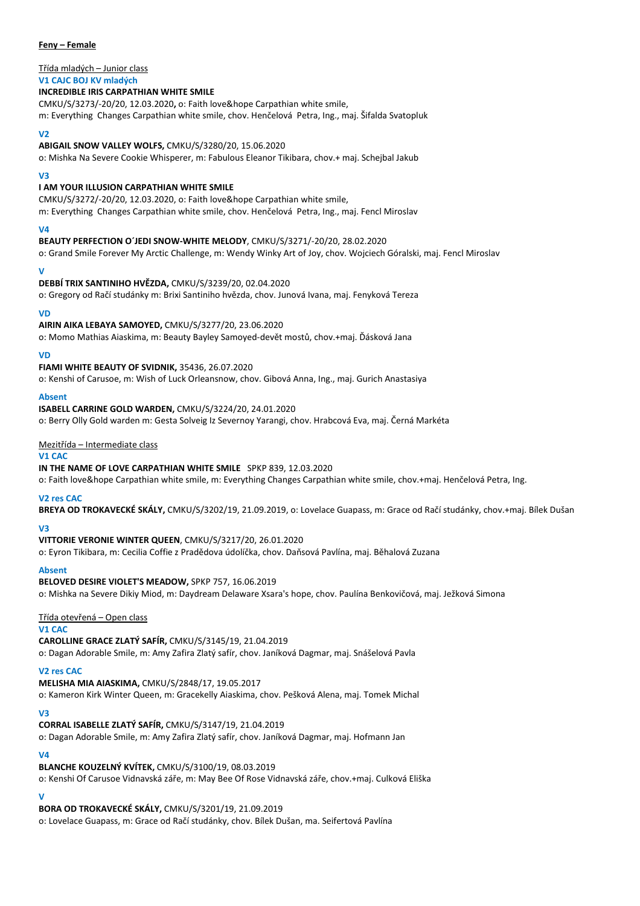**Feny – Female**

Třída mladých – Junior class

**V1 CAJC BOJ KV mladých**

**INCREDIBLE IRIS CARPATHIAN WHITE SMILE**

CMKU/S/3273/-20/20, 12.03.2020**,** o: Faith love&hope Carpathian white smile,
m: Everything Changes Carpathian white smile, chov. Henčelová Petra, Ing., maj. Šifalda Svatopluk

**V2**

**ABIGAIL SNOW VALLEY WOLFS,** CMKU/S/3280/20, 15.06.2020
o: Mishka Na Severe Cookie Whisperer, m: Fabulous Eleanor Tikibara, chov.+ maj. Schejbal Jakub

**V3**

**I AM YOUR ILLUSION CARPATHIAN WHITE SMILE**

CMKU/S/3272/-20/20, 12.03.2020, o: Faith love&hope Carpathian white smile,
m: Everything Changes Carpathian white smile, chov. Henčelová Petra, Ing., maj. Fencl Miroslav

**V4**

**BEAUTY PERFECTION O´JEDI SNOW-WHITE MELODY**, CMKU/S/3271/-20/20, 28.02.2020
o: Grand Smile Forever My Arctic Challenge, m: Wendy Winky Art of Joy, chov. Wojciech Góralski, maj. Fencl Miroslav

**V**

**DEBBÍ TRIX SANTINIHO HVĚZDA,** CMKU/S/3239/20, 02.04.2020
o: Gregory od Račí studánky m: Brixi Santiniho hvězda, chov. Junová Ivana, maj. Fenyková Tereza

**VD**

**AIRIN AIKA LEBAYA SAMOYED,** CMKU/S/3277/20, 23.06.2020
o: Momo Mathias Aiaskima, m: Beauty Bayley Samoyed-devět mostů, chov.+maj. Ďásková Jana

**VD**

**FIAMI WHITE BEAUTY OF SVIDNIK,** 35436, 26.07.2020
o: Kenshi of Carusoe, m: Wish of Luck Orleansnow, chov. Gibová Anna, Ing., maj. Gurich Anastasiya

**Absent**

**ISABELL CARRINE GOLD WARDEN,** CMKU/S/3224/20, 24.01.2020
o: Berry Olly Gold warden m: Gesta Solveig Iz Severnoy Yarangi, chov. Hrabcová Eva, maj. Černá Markéta

Mezitřída – Intermediate class

**V1 CAC**

**IN THE NAME OF LOVE CARPATHIAN WHITE SMILE** SPKP 839, 12.03.2020
o: Faith love&hope Carpathian white smile, m: Everything Changes Carpathian white smile, chov.+maj. Henčelová Petra, Ing.

**V2 res CAC**

**BREYA OD TROKAVECKÉ SKÁLY,** CMKU/S/3202/19, 21.09.2019, o: Lovelace Guapass, m: Grace od Račí studánky, chov.+maj. Bílek Dušan

**V3**

**VITTORIE VERONIE WINTER QUEEN**, CMKU/S/3217/20, 26.01.2020
o: Eyron Tikibara, m: Cecilia Coffie z Pradědova údolíčka, chov. Daňsová Pavlína, maj. Běhalová Zuzana

**Absent**

**BELOVED DESIRE VIOLET'S MEADOW,** SPKP 757, 16.06.2019
o: Mishka na Severe Dikiy Miod, m: Daydream Delaware Xsara's hope, chov. Paulína Benkovičová, maj. Ježková Simona

Třída otevřená – Open class

**V1 CAC**

**CAROLLINE GRACE ZLATÝ SAFÍR,** CMKU/S/3145/19, 21.04.2019
o: Dagan Adorable Smile, m: Amy Zafira Zlatý safír, chov. Janíková Dagmar, maj. Snášelová Pavla

**V2 res CAC**

**MELISHA MIA AIASKIMA,** CMKU/S/2848/17, 19.05.2017
o: Kameron Kirk Winter Queen, m: Gracekelly Aiaskima, chov. Pešková Alena, maj. Tomek Michal

**V3**

**CORRAL ISABELLE ZLATÝ SAFÍR,** CMKU/S/3147/19, 21.04.2019
o: Dagan Adorable Smile, m: Amy Zafira Zlatý safír, chov. Janíková Dagmar, maj. Hofmann Jan

**V4**

**BLANCHE KOUZELNÝ KVÍTEK,** CMKU/S/3100/19, 08.03.2019
o: Kenshi Of Carusoe Vidnavská záře, m: May Bee Of Rose Vidnavská záře, chov.+maj. Culková Eliška

**V**

**BORA OD TROKAVECKÉ SKÁLY,** CMKU/S/3201/19, 21.09.2019
o: Lovelace Guapass, m: Grace od Račí studánky, chov. Bílek Dušan, ma. Seifertová Pavlína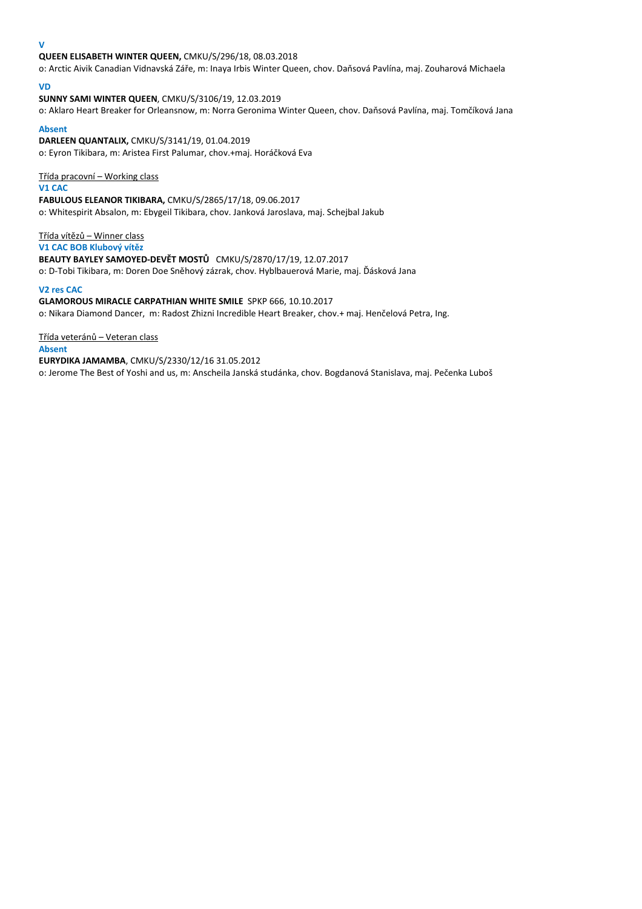**V**

**QUEEN ELISABETH WINTER QUEEN,** CMKU/S/296/18, 08.03.2018
o: Arctic Aivik Canadian Vidnavská Záře, m: Inaya Irbis Winter Queen, chov. Daňsová Pavlína, maj. Zouharová Michaela

**VD**

**SUNNY SAMI WINTER QUEEN**, CMKU/S/3106/19, 12.03.2019
o: Aklaro Heart Breaker for Orleansnow, m: Norra Geronima Winter Queen, chov. Daňsová Pavlína, maj. Tomčíková Jana

**Absent**

**DARLEEN QUANTALIX,** CMKU/S/3141/19, 01.04.2019
o: Eyron Tikibara, m: Aristea First Palumar, chov.+maj. Horáčková Eva

Třída pracovní – Working class

**V1 CAC**

**FABULOUS ELEANOR TIKIBARA,** CMKU/S/2865/17/18, 09.06.2017
o: Whitespirit Absalon, m: Ebygeil Tikibara, chov. Janková Jaroslava, maj. Schejbal Jakub

Třída vítězů – Winner class

**V1 CAC BOB Klubový vítěz**

**BEAUTY BAYLEY SAMOYED-DEVĚT MOSTŮ** CMKU/S/2870/17/19, 12.07.2017
o: D-Tobi Tikibara, m: Doren Doe Sněhový zázrak, chov. Hyblbauerová Marie, maj. Ďásková Jana

**V2 res CAC**

**GLAMOROUS MIRACLE CARPATHIAN WHITE SMILE** SPKP 666, 10.10.2017
o: Nikara Diamond Dancer, m: Radost Zhizni Incredible Heart Breaker, chov.+ maj. Henčelová Petra, Ing.

Třída veteránů – Veteran class

**Absent**

**EURYDIKA JAMAMBA**, CMKU/S/2330/12/16 31.05.2012
o: Jerome The Best of Yoshi and us, m: Anscheila Janská studánka, chov. Bogdanová Stanislava, maj. Pečenka Luboš